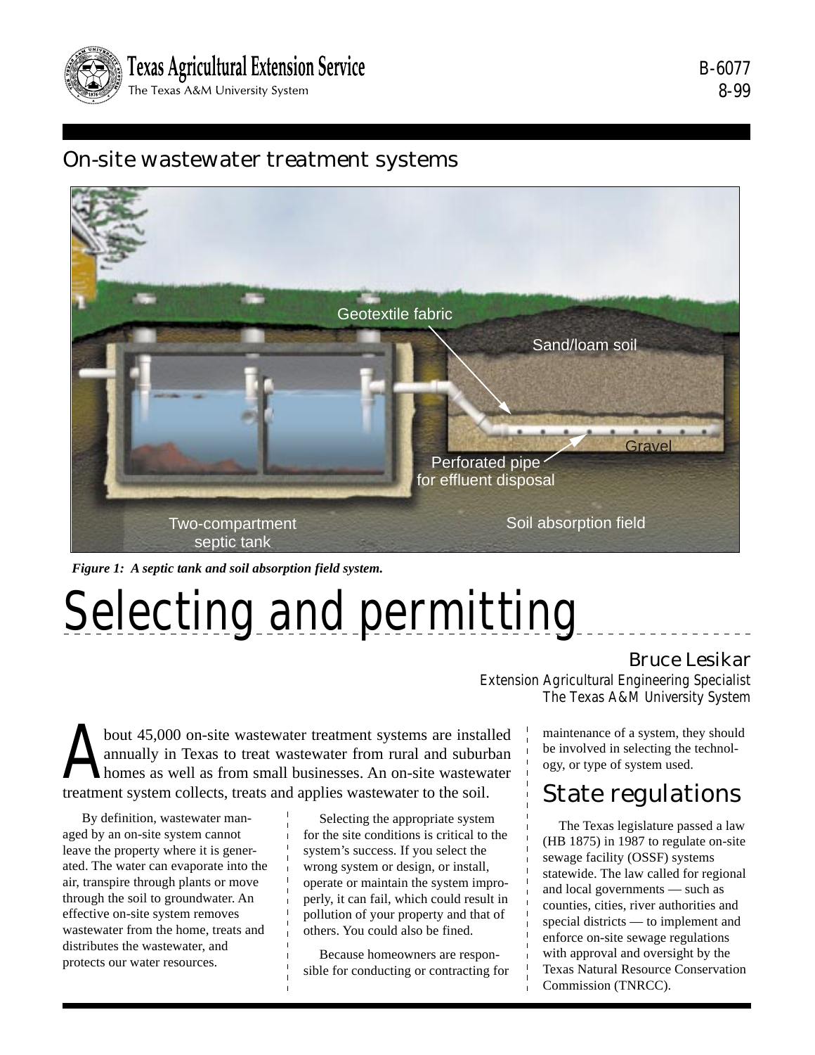Texas Agricultural Extension Service
The Texas A&M University System

B-6077
8-99

## On-site wastewater treatment systems

*Figure 1: A septic tank and soil absorption field system.*

# Selecting and permitting

**Bruce Lesikar**
*Extension Agricultural Engineering Specialist*
*The Texas A&M University System*

About 45,000 on-site wastewater treatment systems are installed annually in Texas to treat wastewater from rural and suburban homes as well as from small businesses. An on-site wastewater treatment system collects, treats and applies wastewater to the soil.

By definition, wastewater managed by an on-site system cannot leave the property where it is generated. The water can evaporate into the air, transpire through plants or move through the soil to groundwater. An effective on-site system removes wastewater from the home, treats and distributes the wastewater, and protects our water resources.

Selecting the appropriate system for the site conditions is critical to the system's success. If you select the wrong system or design, or install, operate or maintain the system improperly, it can fail, which could result in pollution of your property and that of others. You could also be fined.

Because homeowners are responsible for conducting or contracting for maintenance of a system, they should be involved in selecting the technology, or type of system used.

## State regulations

The Texas legislature passed a law (HB 1875) in 1987 to regulate on-site sewage facility (OSSF) systems statewide. The law called for regional and local governments — such as counties, cities, river authorities and special districts — to implement and enforce on-site sewage regulations with approval and oversight by the Texas Natural Resource Conservation Commission (TNRCC).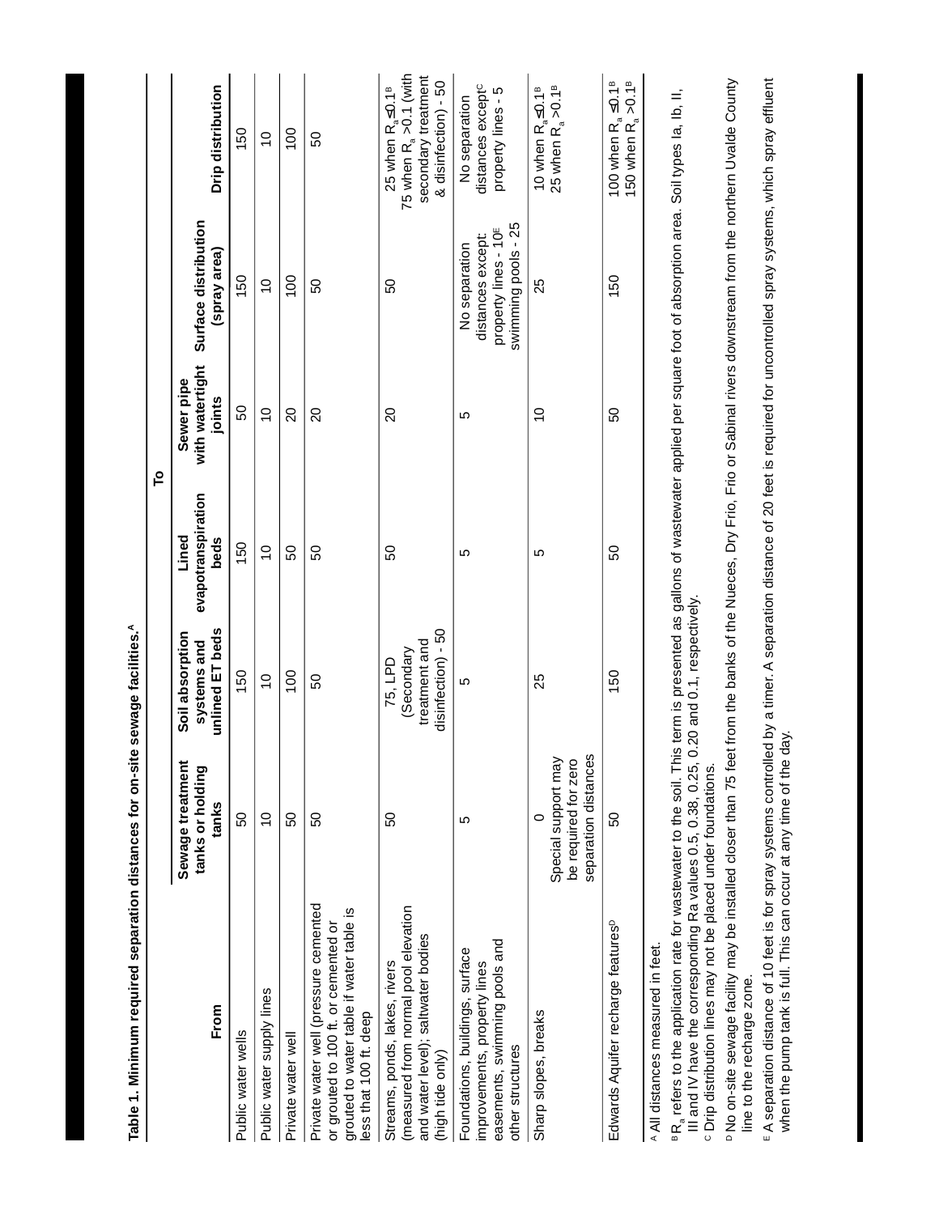**Table 1. Minimum required separation distances for on-site sewage facilities.[A]**

| From | To | | | | | |
|---|---|---|---|---|---|---|
| | Sewage treatment tanks or holding tanks | Soil absorption systems and unlined ET beds | Lined evapotranspiration beds | Sewer pipe with watertight joints | Surface distribution (spray area) | Drip distribution |
| Public water wells | 50 | 150 | 150 | 50 | 150 | 150 |
| Public water supply lines | 10 | 10 | 10 | 10 | 10 | 10 |
| Private water well | 50 | 100 | 50 | 20 | 100 | 100 |
| Private water well (pressure cemented or grouted to 100 ft. or cemented or grouted to water table if water table is less that 100 ft. deep | 50 | 50 | 50 | 20 | 50 | 50 |
| Streams, ponds, lakes, rivers (measured from normal pool elevation and water level); saltwater bodies (high tide only) | 50 | 75, LPD (Secondary treatment and disinfection) - 50 | 50 | 20 | 50 | 25 when $R_a \leq 0.1$[B] 75 when $R_a > 0.1$ (with secondary treatment & disinfection) - 50 |
| Foundations, buildings, surface improvements, property lines easements, swimming pools and other structures | 5 | 5 | 5 | 5 | No separation distances except: property lines - 10[E] swimming pools - 25 | No separation distances except[C] property lines - 5 |
| Sharp slopes, breaks | 0 Special support may be required for zero separation distances | 25 | 5 | 10 | 25 | 10 when $R_a \leq 0.1$[B] 25 when $R_a > 0.1$[B] |
| Edwards Aquifer recharge features[D] | 50 | 150 | 50 | 50 | 150 | 100 when $R_a \leq 0.1$[B] 150 when $R_a > 0.1$[B] |

[A] All distances measured in feet.

[B] $R_a$ refers to the application rate for wastewater to the soil. This term is presented as gallons of wastewater applied per square foot of absorption area. Soil types Ia, Ib, II, III and IV have the corresponding Ra values 0.5, 0.38, 0.25, 0.20 and 0.1, respectively.

[C] Drip distribution lines may not be placed under foundations.

[D] No on-site sewage facility may be installed closer than 75 feet from the banks of the Nueces, Dry Frio, Frio or Sabinal rivers downstream from the northern Uvalde County line to the recharge zone.

[E] A separation distance of 10 feet is for spray systems controlled by a timer. A separation distance of 20 feet is required for uncontrolled spray systems, which spray effluent when the pump tank is full. This can occur at any time of the day.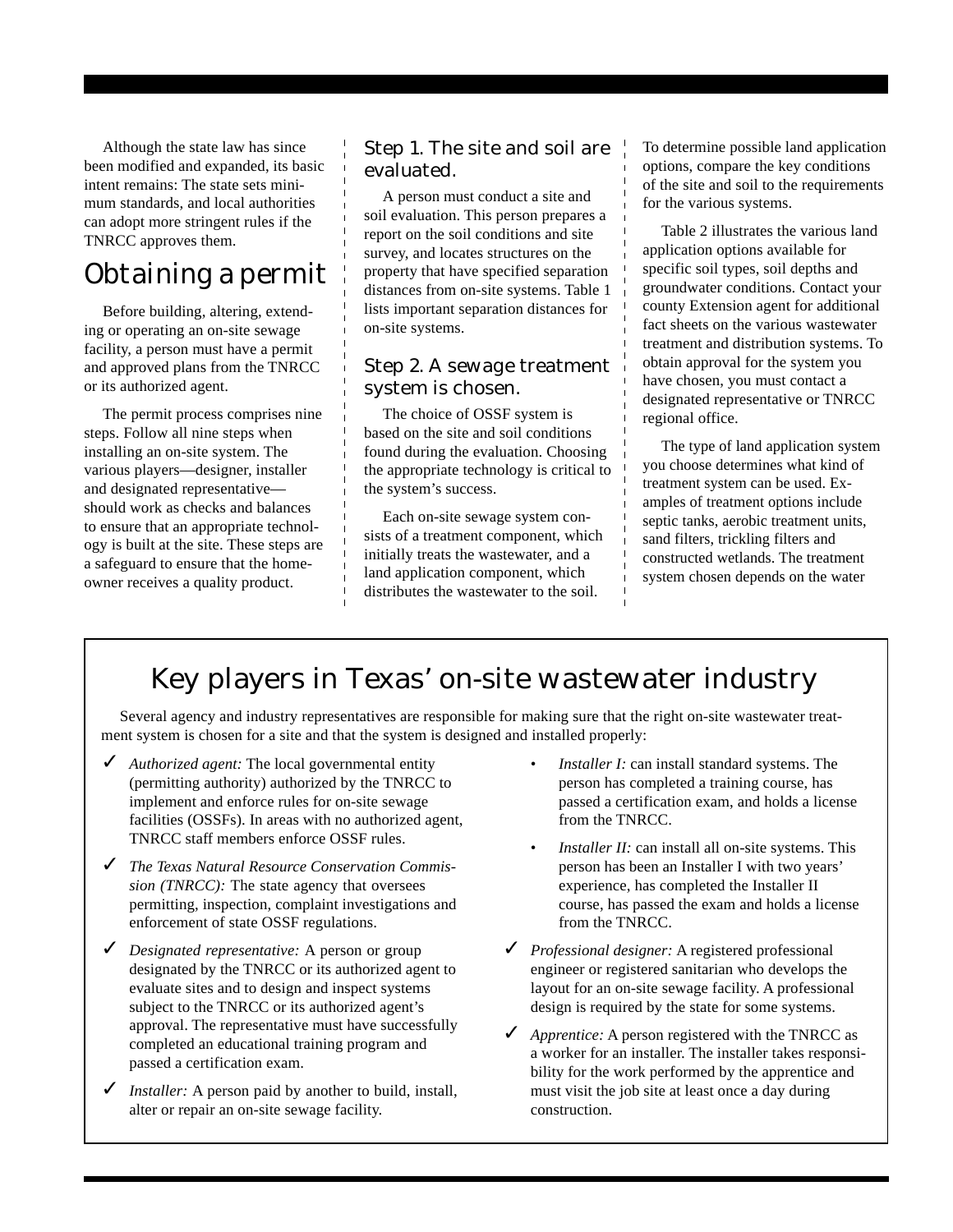Although the state law has since been modified and expanded, its basic intent remains: The state sets minimum standards, and local authorities can adopt more stringent rules if the TNRCC approves them.

## Obtaining a permit

Before building, altering, extending or operating an on-site sewage facility, a person must have a permit and approved plans from the TNRCC or its authorized agent.

The permit process comprises nine steps. Follow all nine steps when installing an on-site system. The various players—designer, installer and designated representative—should work as checks and balances to ensure that an appropriate technology is built at the site. These steps are a safeguard to ensure that the homeowner receives a quality product.

### Step 1. The site and soil are evaluated.

A person must conduct a site and soil evaluation. This person prepares a report on the soil conditions and site survey, and locates structures on the property that have specified separation distances from on-site systems. Table 1 lists important separation distances for on-site systems.

### Step 2. A sewage treatment system is chosen.

The choice of OSSF system is based on the site and soil conditions found during the evaluation. Choosing the appropriate technology is critical to the system's success.

Each on-site sewage system consists of a treatment component, which initially treats the wastewater, and a land application component, which distributes the wastewater to the soil. To determine possible land application options, compare the key conditions of the site and soil to the requirements for the various systems.

Table 2 illustrates the various land application options available for specific soil types, soil depths and groundwater conditions. Contact your county Extension agent for additional fact sheets on the various wastewater treatment and distribution systems. To obtain approval for the system you have chosen, you must contact a designated representative or TNRCC regional office.

The type of land application system you choose determines what kind of treatment system can be used. Examples of treatment options include septic tanks, aerobic treatment units, sand filters, trickling filters and constructed wetlands. The treatment system chosen depends on the water

## Key players in Texas' on-site wastewater industry

Several agency and industry representatives are responsible for making sure that the right on-site wastewater treatment system is chosen for a site and that the system is designed and installed properly:

- ✓ *Authorized agent:* The local governmental entity (permitting authority) authorized by the TNRCC to implement and enforce rules for on-site sewage facilities (OSSFs). In areas with no authorized agent, TNRCC staff members enforce OSSF rules.
- ✓ *The Texas Natural Resource Conservation Commission (TNRCC):* The state agency that oversees permitting, inspection, complaint investigations and enforcement of state OSSF regulations.
- ✓ *Designated representative:* A person or group designated by the TNRCC or its authorized agent to evaluate sites and to design and inspect systems subject to the TNRCC or its authorized agent's approval. The representative must have successfully completed an educational training program and passed a certification exam.
- ✓ *Installer:* A person paid by another to build, install, alter or repair an on-site sewage facility.
  - *Installer I:* can install standard systems. The person has completed a training course, has passed a certification exam, and holds a license from the TNRCC.
  - *Installer II:* can install all on-site systems. This person has been an Installer I with two years' experience, has completed the Installer II course, has passed the exam and holds a license from the TNRCC.
- ✓ *Professional designer:* A registered professional engineer or registered sanitarian who develops the layout for an on-site sewage facility. A professional design is required by the state for some systems.
- ✓ *Apprentice:* A person registered with the TNRCC as a worker for an installer. The installer takes responsibility for the work performed by the apprentice and must visit the job site at least once a day during construction.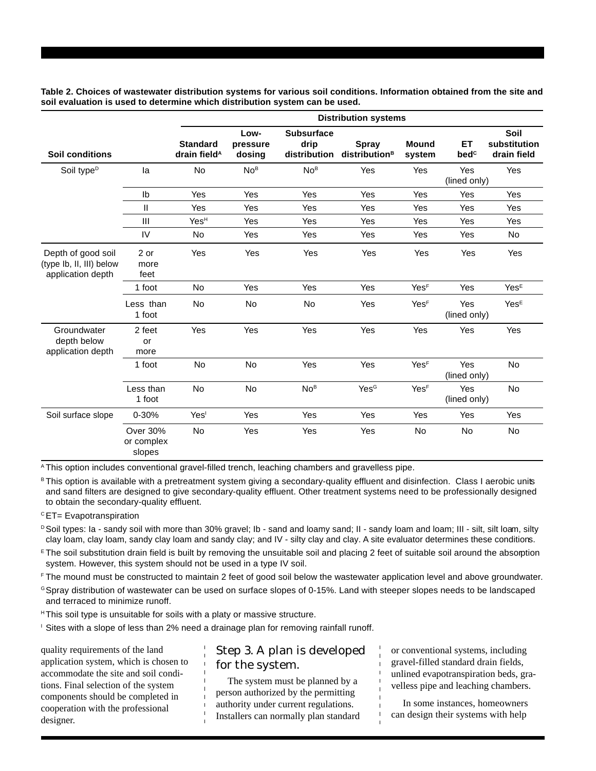**Table 2. Choices of wastewater distribution systems for various soil conditions. Information obtained from the site and soil evaluation is used to determine which distribution system can be used.**

| Soil conditions | | Distribution systems | | | | | | |
|---|---|---|---|---|---|---|---|---|
| | | Standard drain field[A] | Low-pressure dosing | Subsurface drip distribution | Spray distribution[B] | Mound system | ET bed[C] | Soil substitution drain field |
| Soil type[D] | Ia | No | No[B] | No[B] | Yes | Yes | Yes (lined only) | Yes |
| | Ib | Yes | Yes | Yes | Yes | Yes | Yes | Yes |
| | II | Yes | Yes | Yes | Yes | Yes | Yes | Yes |
| | III | Yes[H] | Yes | Yes | Yes | Yes | Yes | Yes |
| | IV | No | Yes | Yes | Yes | Yes | Yes | No |
| Depth of good soil (type Ib, II, III) below application depth | 2 or more feet | Yes | Yes | Yes | Yes | Yes | Yes | Yes |
| | 1 foot | No | Yes | Yes | Yes | Yes[F] | Yes | Yes[E] |
| | Less than 1 foot | No | No | No | Yes | Yes[F] | Yes (lined only) | Yes[E] |
| Groundwater depth below application depth | 2 feet or more | Yes | Yes | Yes | Yes | Yes | Yes | Yes |
| | 1 foot | No | No | Yes | Yes | Yes[F] | Yes (lined only) | No |
| | Less than 1 foot | No | No | No[B] | Yes[G] | Yes[F] | Yes (lined only) | No |
| Soil surface slope | 0-30% | Yes[I] | Yes | Yes | Yes | Yes | Yes | Yes |
| | Over 30% or complex slopes | No | Yes | Yes | Yes | No | No | No |

[A] This option includes conventional gravel-filled trench, leaching chambers and gravelless pipe.

[B] This option is available with a pretreatment system giving a secondary-quality effluent and disinfection. Class I aerobic units and sand filters are designed to give secondary-quality effluent. Other treatment systems need to be professionally designed to obtain the secondary-quality effluent.

[C] ET= Evapotranspiration

[D] Soil types: Ia - sandy soil with more than 30% gravel; Ib - sand and loamy sand; II - sandy loam and loam; III - silt, silt loam, silty clay loam, clay loam, sandy clay loam and sandy clay; and IV - silty clay and clay. A site evaluator determines these conditions.

[E] The soil substitution drain field is built by removing the unsuitable soil and placing 2 feet of suitable soil around the absorption system. However, this system should not be used in a type IV soil.

[F] The mound must be constructed to maintain 2 feet of good soil below the wastewater application level and above groundwater.

[G] Spray distribution of wastewater can be used on surface slopes of 0-15%. Land with steeper slopes needs to be landscaped and terraced to minimize runoff.

[H] This soil type is unsuitable for soils with a platy or massive structure.

[I] Sites with a slope of less than 2% need a drainage plan for removing rainfall runoff.

quality requirements of the land application system, which is chosen to accommodate the site and soil conditions. Final selection of the system components should be completed in cooperation with the professional designer.

## Step 3. A plan is developed for the system.

The system must be planned by a person authorized by the permitting authority under current regulations. Installers can normally plan standard or conventional systems, including gravel-filled standard drain fields, unlined evapotranspiration beds, gravelless pipe and leaching chambers.

In some instances, homeowners can design their systems with help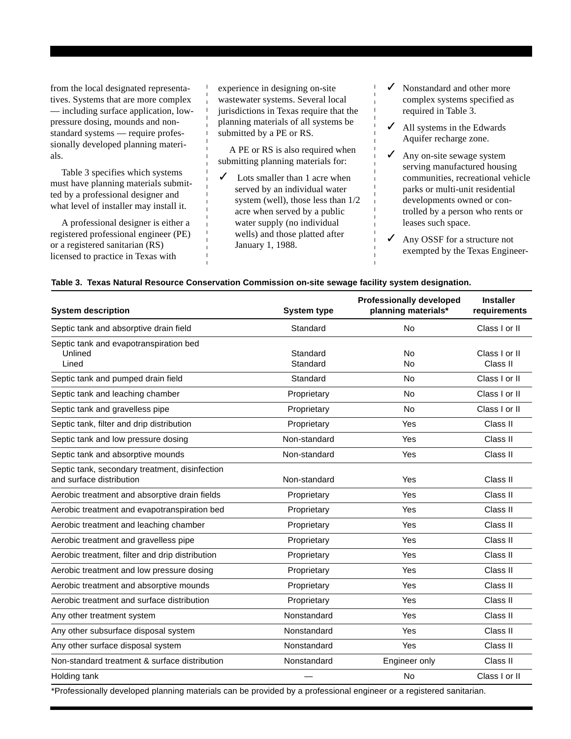from the local designated representatives. Systems that are more complex — including surface application, low-pressure dosing, mounds and nonstandard systems — require professionally developed planning materials.

Table 3 specifies which systems must have planning materials submitted by a professional designer and what level of installer may install it.

A professional designer is either a registered professional engineer (PE) or a registered sanitarian (RS) licensed to practice in Texas with experience in designing on-site wastewater systems. Several local jurisdictions in Texas require that the planning materials of all systems be submitted by a PE or RS.

A PE or RS is also required when submitting planning materials for:

- ✓ Lots smaller than 1 acre when served by an individual water system (well), those less than 1/2 acre when served by a public water supply (no individual wells) and those platted after January 1, 1988.
- ✓ Nonstandard and other more complex systems specified as required in Table 3.
- ✓ All systems in the Edwards Aquifer recharge zone.
- ✓ Any on-site sewage system serving manufactured housing communities, recreational vehicle parks or multi-unit residential developments owned or controlled by a person who rents or leases such space.
- ✓ Any OSSF for a structure not exempted by the Texas Engineer-

**Table 3. Texas Natural Resource Conservation Commission on-site sewage facility system designation.**

| System description | System type | Professionally developed planning materials* | Installer requirements |
|---|---|---|---|
| Septic tank and absorptive drain field | Standard | No | Class I or II |
| Septic tank and evapotranspiration bed | | | |
| Unlined | Standard | No | Class I or II |
| Lined | Standard | No | Class II |
| Septic tank and pumped drain field | Standard | No | Class I or II |
| Septic tank and leaching chamber | Proprietary | No | Class I or II |
| Septic tank and gravelless pipe | Proprietary | No | Class I or II |
| Septic tank, filter and drip distribution | Proprietary | Yes | Class II |
| Septic tank and low pressure dosing | Non-standard | Yes | Class II |
| Septic tank and absorptive mounds | Non-standard | Yes | Class II |
| Septic tank, secondary treatment, disinfection and surface distribution | Non-standard | Yes | Class II |
| Aerobic treatment and absorptive drain fields | Proprietary | Yes | Class II |
| Aerobic treatment and evapotranspiration bed | Proprietary | Yes | Class II |
| Aerobic treatment and leaching chamber | Proprietary | Yes | Class II |
| Aerobic treatment and gravelless pipe | Proprietary | Yes | Class II |
| Aerobic treatment, filter and drip distribution | Proprietary | Yes | Class II |
| Aerobic treatment and low pressure dosing | Proprietary | Yes | Class II |
| Aerobic treatment and absorptive mounds | Proprietary | Yes | Class II |
| Aerobic treatment and surface distribution | Proprietary | Yes | Class II |
| Any other treatment system | Nonstandard | Yes | Class II |
| Any other subsurface disposal system | Nonstandard | Yes | Class II |
| Any other surface disposal system | Nonstandard | Yes | Class II |
| Non-standard treatment & surface distribution | Nonstandard | Engineer only | Class II |
| Holding tank | — | No | Class I or II |

*Professionally developed planning materials can be provided by a professional engineer or a registered sanitarian.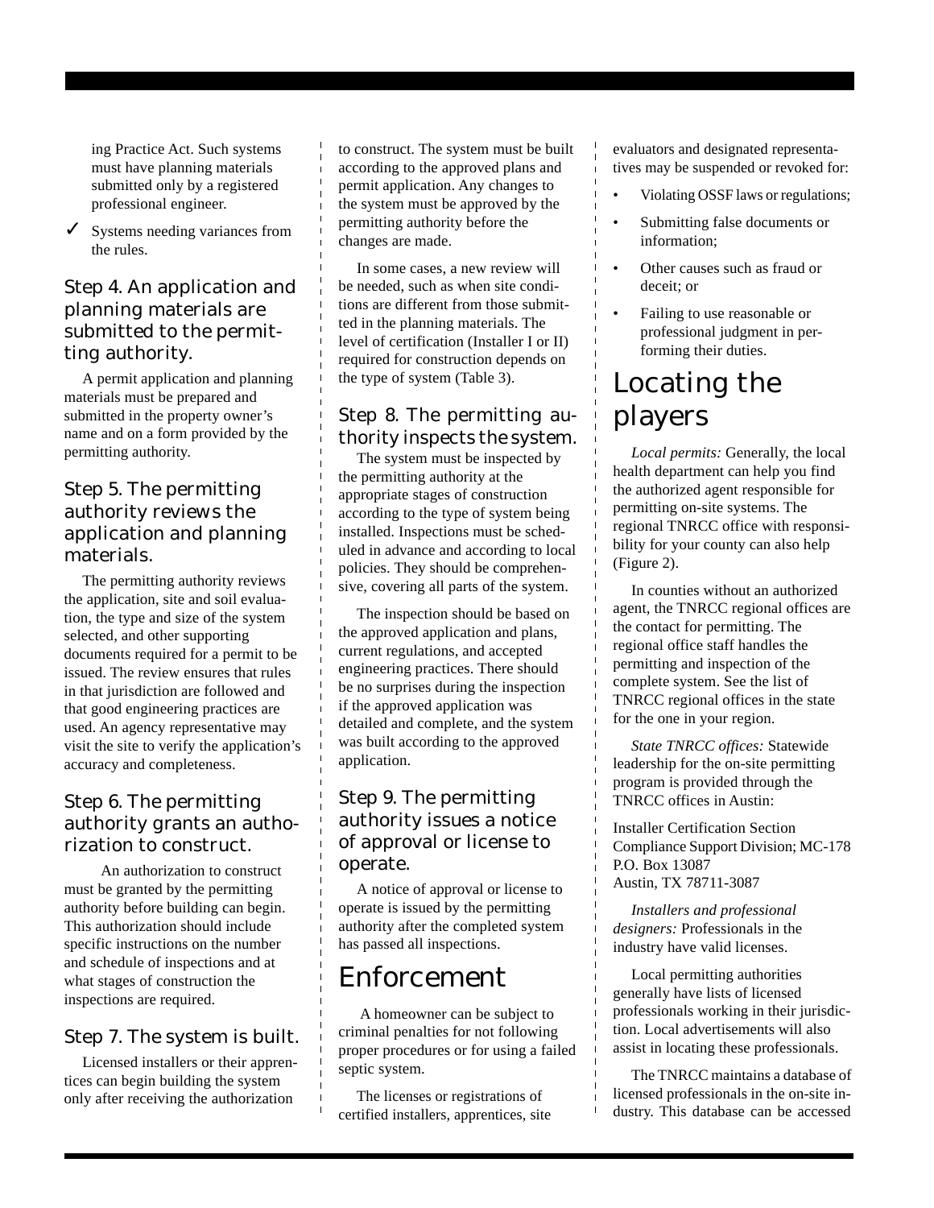ing Practice Act. Such systems must have planning materials submitted only by a registered professional engineer.

- ✓ Systems needing variances from the rules.

### Step 4. An application and planning materials are submitted to the permitting authority.

A permit application and planning materials must be prepared and submitted in the property owner's name and on a form provided by the permitting authority.

### Step 5. The permitting authority reviews the application and planning materials.

The permitting authority reviews the application, site and soil evaluation, the type and size of the system selected, and other supporting documents required for a permit to be issued. The review ensures that rules in that jurisdiction are followed and that good engineering practices are used. An agency representative may visit the site to verify the application's accuracy and completeness.

### Step 6. The permitting authority grants an authorization to construct.

An authorization to construct must be granted by the permitting authority before building can begin. This authorization should include specific instructions on the number and schedule of inspections and at what stages of construction the inspections are required.

### Step 7. The system is built.

Licensed installers or their apprentices can begin building the system only after receiving the authorization to construct. The system must be built according to the approved plans and permit application. Any changes to the system must be approved by the permitting authority before the changes are made.

In some cases, a new review will be needed, such as when site conditions are different from those submitted in the planning materials. The level of certification (Installer I or II) required for construction depends on the type of system (Table 3).

### Step 8. The permitting authority inspects the system.

The system must be inspected by the permitting authority at the appropriate stages of construction according to the type of system being installed. Inspections must be scheduled in advance and according to local policies. They should be comprehensive, covering all parts of the system.

The inspection should be based on the approved application and plans, current regulations, and accepted engineering practices. There should be no surprises during the inspection if the approved application was detailed and complete, and the system was built according to the approved application.

### Step 9. The permitting authority issues a notice of approval or license to operate.

A notice of approval or license to operate is issued by the permitting authority after the completed system has passed all inspections.

## Enforcement

A homeowner can be subject to criminal penalties for not following proper procedures or for using a failed septic system.

The licenses or registrations of certified installers, apprentices, site evaluators and designated representatives may be suspended or revoked for:

- Violating OSSF laws or regulations;
- Submitting false documents or information;
- Other causes such as fraud or deceit; or
- Failing to use reasonable or professional judgment in performing their duties.

## Locating the players

*Local permits:* Generally, the local health department can help you find the authorized agent responsible for permitting on-site systems. The regional TNRCC office with responsibility for your county can also help (Figure 2).

In counties without an authorized agent, the TNRCC regional offices are the contact for permitting. The regional office staff handles the permitting and inspection of the complete system. See the list of TNRCC regional offices in the state for the one in your region.

*State TNRCC offices:* Statewide leadership for the on-site permitting program is provided through the TNRCC offices in Austin:

Installer Certification Section
Compliance Support Division; MC-178
P.O. Box 13087
Austin, TX 78711-3087

*Installers and professional designers:* Professionals in the industry have valid licenses.

Local permitting authorities generally have lists of licensed professionals working in their jurisdiction. Local advertisements will also assist in locating these professionals.

The TNRCC maintains a database of licensed professionals in the on-site industry. This database can be accessed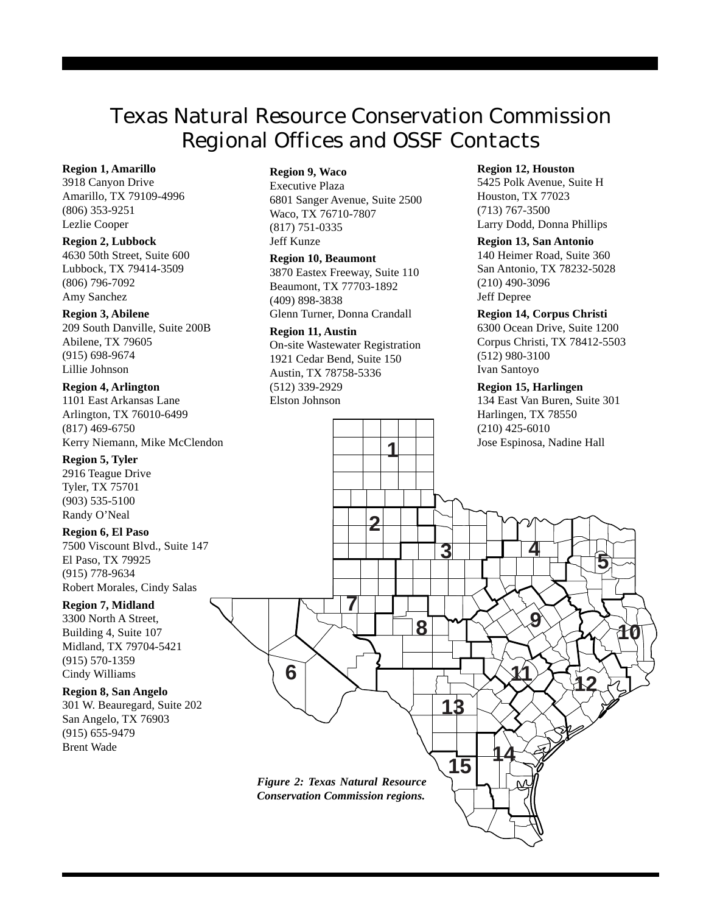# Texas Natural Resource Conservation Commission Regional Offices and OSSF Contacts

**Region 1, Amarillo**
3918 Canyon Drive
Amarillo, TX 79109-4996
(806) 353-9251
Lezlie Cooper

**Region 2, Lubbock**
4630 50th Street, Suite 600
Lubbock, TX 79414-3509
(806) 796-7092
Amy Sanchez

**Region 3, Abilene**
209 South Danville, Suite 200B
Abilene, TX 79605
(915) 698-9674
Lillie Johnson

**Region 4, Arlington**
1101 East Arkansas Lane
Arlington, TX 76010-6499
(817) 469-6750
Kerry Niemann, Mike McClendon

**Region 5, Tyler**
2916 Teague Drive
Tyler, TX 75701
(903) 535-5100
Randy O'Neal

**Region 6, El Paso**
7500 Viscount Blvd., Suite 147
El Paso, TX 79925
(915) 778-9634
Robert Morales, Cindy Salas

**Region 7, Midland**
3300 North A Street,
Building 4, Suite 107
Midland, TX 79704-5421
(915) 570-1359
Cindy Williams

**Region 8, San Angelo**
301 W. Beauregard, Suite 202
San Angelo, TX 76903
(915) 655-9479
Brent Wade

**Region 9, Waco**
Executive Plaza
6801 Sanger Avenue, Suite 2500
Waco, TX 76710-7807
(817) 751-0335
Jeff Kunze

**Region 10, Beaumont**
3870 Eastex Freeway, Suite 110
Beaumont, TX 77703-1892
(409) 898-3838
Glenn Turner, Donna Crandall

**Region 11, Austin**
On-site Wastewater Registration
1921 Cedar Bend, Suite 150
Austin, TX 78758-5336
(512) 339-2929
Elston Johnson

**Region 12, Houston**
5425 Polk Avenue, Suite H
Houston, TX 77023
(713) 767-3500
Larry Dodd, Donna Phillips

**Region 13, San Antonio**
140 Heimer Road, Suite 360
San Antonio, TX 78232-5028
(210) 490-3096
Jeff Depree

**Region 14, Corpus Christi**
6300 Ocean Drive, Suite 1200
Corpus Christi, TX 78412-5503
(512) 980-3100
Ivan Santoyo

**Region 15, Harlingen**
134 East Van Buren, Suite 301
Harlingen, TX 78550
(210) 425-6010
Jose Espinosa, Nadine Hall

*Figure 2: Texas Natural Resource Conservation Commission regions.*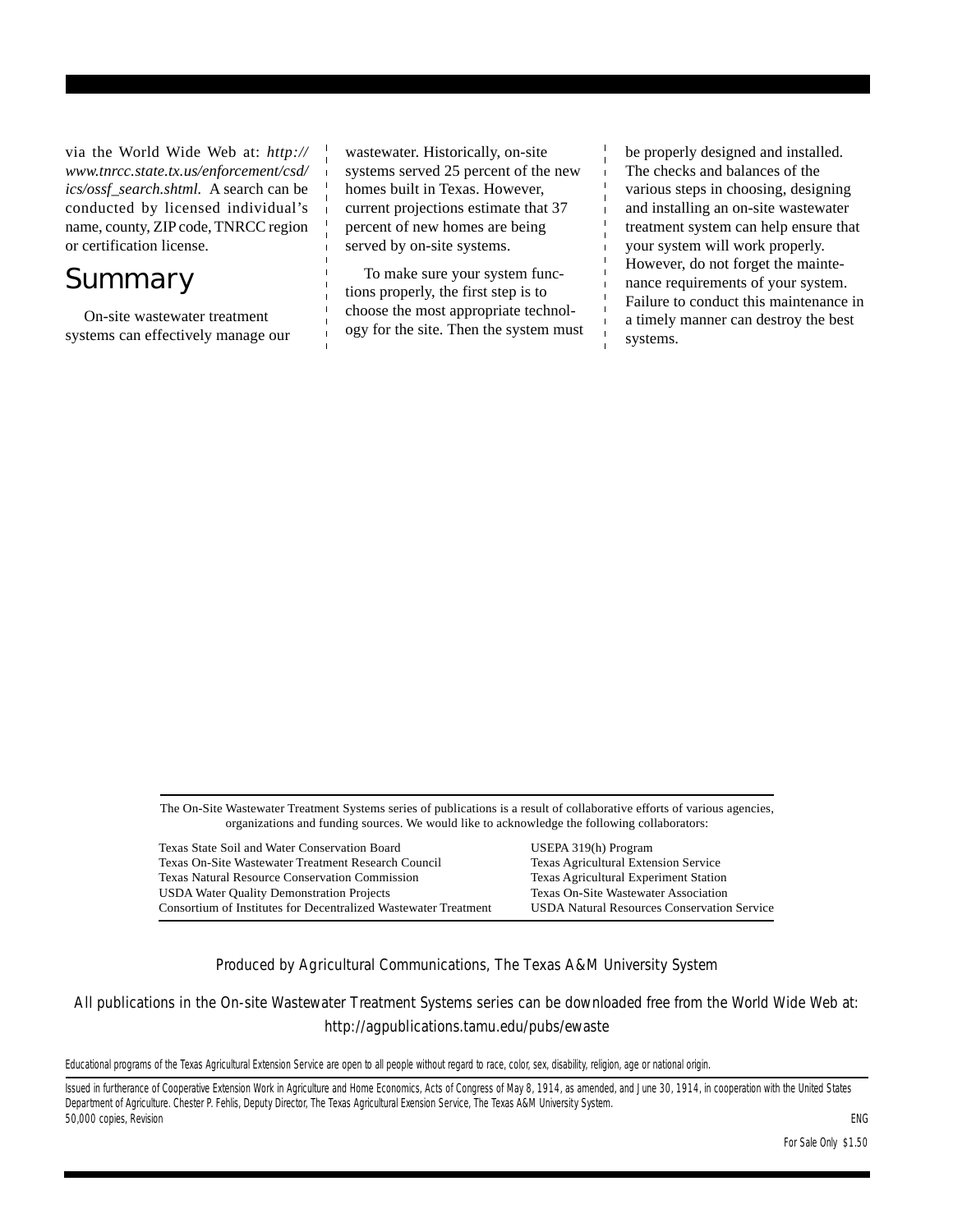via the World Wide Web at: *http://www.tnrcc.state.tx.us/enforcement/csd/ics/ossf_search.shtml.* A search can be conducted by licensed individual's name, county, ZIP code, TNRCC region or certification license.

## Summary

On-site wastewater treatment systems can effectively manage our wastewater. Historically, on-site systems served 25 percent of the new homes built in Texas. However, current projections estimate that 37 percent of new homes are being served by on-site systems.

To make sure your system functions properly, the first step is to choose the most appropriate technology for the site. Then the system must be properly designed and installed. The checks and balances of the various steps in choosing, designing and installing an on-site wastewater treatment system can help ensure that your system will work properly. However, do not forget the maintenance requirements of your system. Failure to conduct this maintenance in a timely manner can destroy the best systems.

---

The On-Site Wastewater Treatment Systems series of publications is a result of collaborative efforts of various agencies, organizations and funding sources. We would like to acknowledge the following collaborators:

| | |
|---|---|
| Texas State Soil and Water Conservation Board | USEPA 319(h) Program |
| Texas On-Site Wastewater Treatment Research Council | Texas Agricultural Extension Service |
| Texas Natural Resource Conservation Commission | Texas Agricultural Experiment Station |
| USDA Water Quality Demonstration Projects | Texas On-Site Wastewater Association |
| Consortium of Institutes for Decentralized Wastewater Treatment | USDA Natural Resources Conservation Service |

Produced by Agricultural Communications, The Texas A&M University System

All publications in the On-site Wastewater Treatment Systems series can be downloaded free from the World Wide Web at: http://agpublications.tamu.edu/pubs/ewaste

Educational programs of the Texas Agricultural Extension Service are open to all people without regard to race, color, sex, disability, religion, age or national origin.

Issued in furtherance of Cooperative Extension Work in Agriculture and Home Economics, Acts of Congress of May 8, 1914, as amended, and June 30, 1914, in cooperation with the United States Department of Agriculture. Chester P. Fehlis, Deputy Director, The Texas Agricultural Exension Service, The Texas A&M University System.
50,000 copies, Revision ENG

For Sale Only $1.50